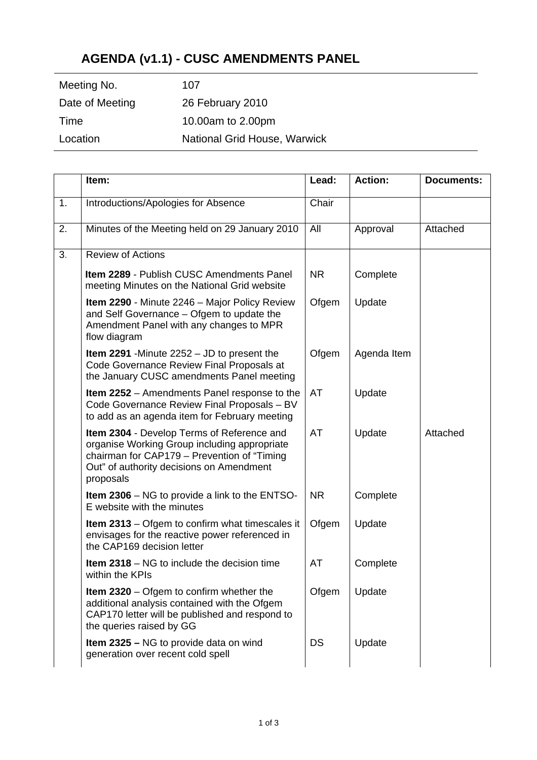# AGENDA (v1.1) - CUSC AMENDMENTS PANEL

| | |
|---|---|
| Meeting No. | 107 |
| Date of Meeting | 26 February 2010 |
| Time | 10.00am to 2.00pm |
| Location | National Grid House, Warwick |

| | Item: | Lead: | Action: | Documents: |
|---|---|---|---|---|
| 1. | Introductions/Apologies for Absence | Chair | | |
| 2. | Minutes of the Meeting held on 29 January 2010 | All | Approval | Attached |
| 3. | Review of Actions | | | |
| | **Item 2289** - Publish CUSC Amendments Panel meeting Minutes on the National Grid website | NR | Complete | |
| | **Item 2290** - Minute 2246 – Major Policy Review and Self Governance – Ofgem to update the Amendment Panel with any changes to MPR flow diagram | Ofgem | Update | |
| | **Item 2291** -Minute 2252 – JD to present the Code Governance Review Final Proposals at the January CUSC amendments Panel meeting | Ofgem | Agenda Item | |
| | **Item 2252** – Amendments Panel response to the Code Governance Review Final Proposals – BV to add as an agenda item for February meeting | AT | Update | |
| | **Item 2304** - Develop Terms of Reference and organise Working Group including appropriate chairman for CAP179 – Prevention of "Timing Out" of authority decisions on Amendment proposals | AT | Update | Attached |
| | **Item 2306** – NG to provide a link to the ENTSO-E website with the minutes | NR | Complete | |
| | **Item 2313** – Ofgem to confirm what timescales it envisages for the reactive power referenced in the CAP169 decision letter | Ofgem | Update | |
| | **Item 2318** – NG to include the decision time within the KPIs | AT | Complete | |
| | **Item 2320** – Ofgem to confirm whether the additional analysis contained with the Ofgem CAP170 letter will be published and respond to the queries raised by GG | Ofgem | Update | |
| | **Item 2325 –** NG to provide data on wind generation over recent cold spell | DS | Update | |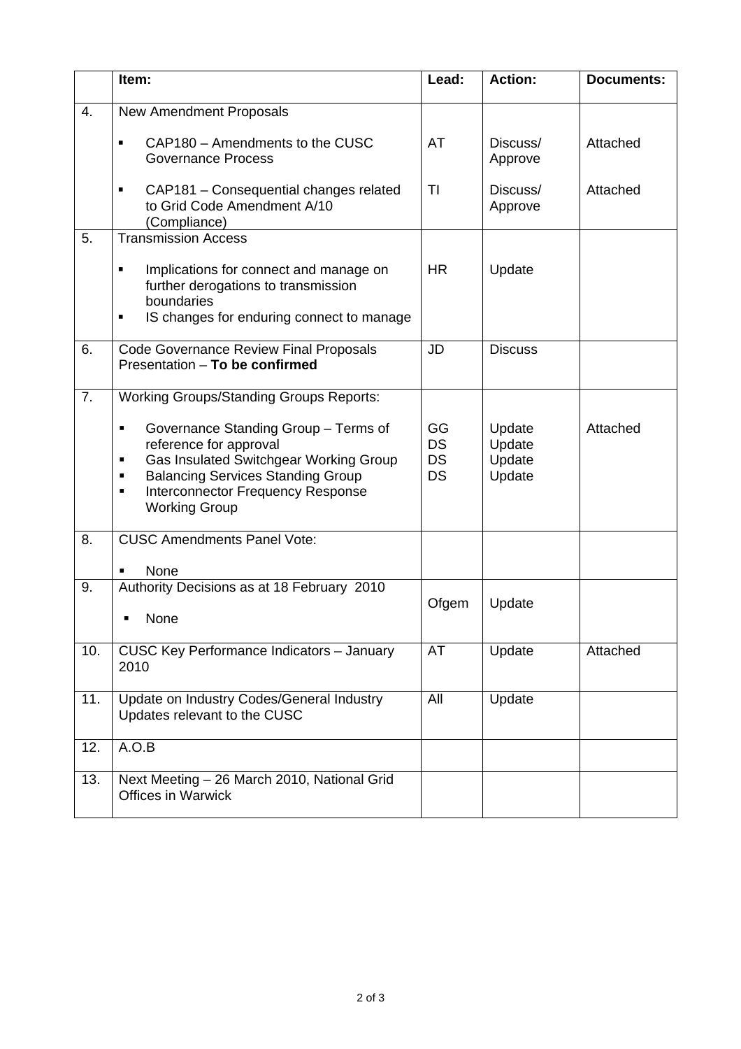| | Item: | Lead: | Action: | Documents: |
|---|---|---|---|---|
| 4. | New Amendment Proposals | | | |
| | ▪ CAP180 – Amendments to the CUSC Governance Process | AT | Discuss/ Approve | Attached |
| | ▪ CAP181 – Consequential changes related to Grid Code Amendment A/10 (Compliance) | TI | Discuss/ Approve | Attached |
| 5. | Transmission Access | | | |
| | ▪ Implications for connect and manage on further derogations to transmission boundaries<br>▪ IS changes for enduring connect to manage | HR | Update | |
| 6. | Code Governance Review Final Proposals Presentation – **To be confirmed** | JD | Discuss | |
| 7. | Working Groups/Standing Groups Reports: | | | |
| | ▪ Governance Standing Group – Terms of reference for approval<br>▪ Gas Insulated Switchgear Working Group<br>▪ Balancing Services Standing Group<br>▪ Interconnector Frequency Response Working Group | GG<br>DS<br>DS<br>DS | Update<br>Update<br>Update<br>Update | Attached |
| 8. | CUSC Amendments Panel Vote:<br>▪ None | | | |
| 9. | Authority Decisions as at 18 February 2010<br>▪ None | Ofgem | Update | |
| 10. | CUSC Key Performance Indicators – January 2010 | AT | Update | Attached |
| 11. | Update on Industry Codes/General Industry Updates relevant to the CUSC | All | Update | |
| 12. | A.O.B | | | |
| 13. | Next Meeting – 26 March 2010, National Grid Offices in Warwick | | | |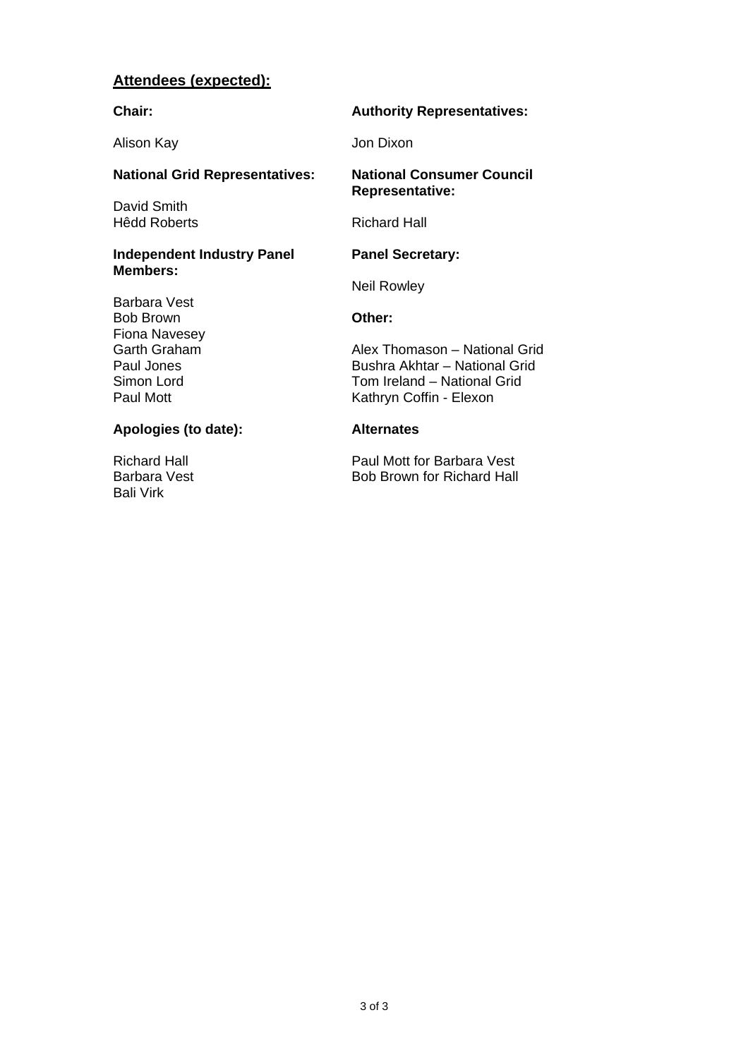## Attendees (expected):

**Chair:**

Alison Kay

**National Grid Representatives:**

David Smith
Hêdd Roberts

**Independent Industry Panel Members:**

Barbara Vest
Bob Brown
Fiona Navesey
Garth Graham
Paul Jones
Simon Lord
Paul Mott

**Apologies (to date):**

Richard Hall
Barbara Vest
Bali Virk

**Authority Representatives:**

Jon Dixon

**National Consumer Council Representative:**

Richard Hall

**Panel Secretary:**

Neil Rowley

**Other:**

Alex Thomason – National Grid
Bushra Akhtar – National Grid
Tom Ireland – National Grid
Kathryn Coffin - Elexon

**Alternates**

Paul Mott for Barbara Vest
Bob Brown for Richard Hall